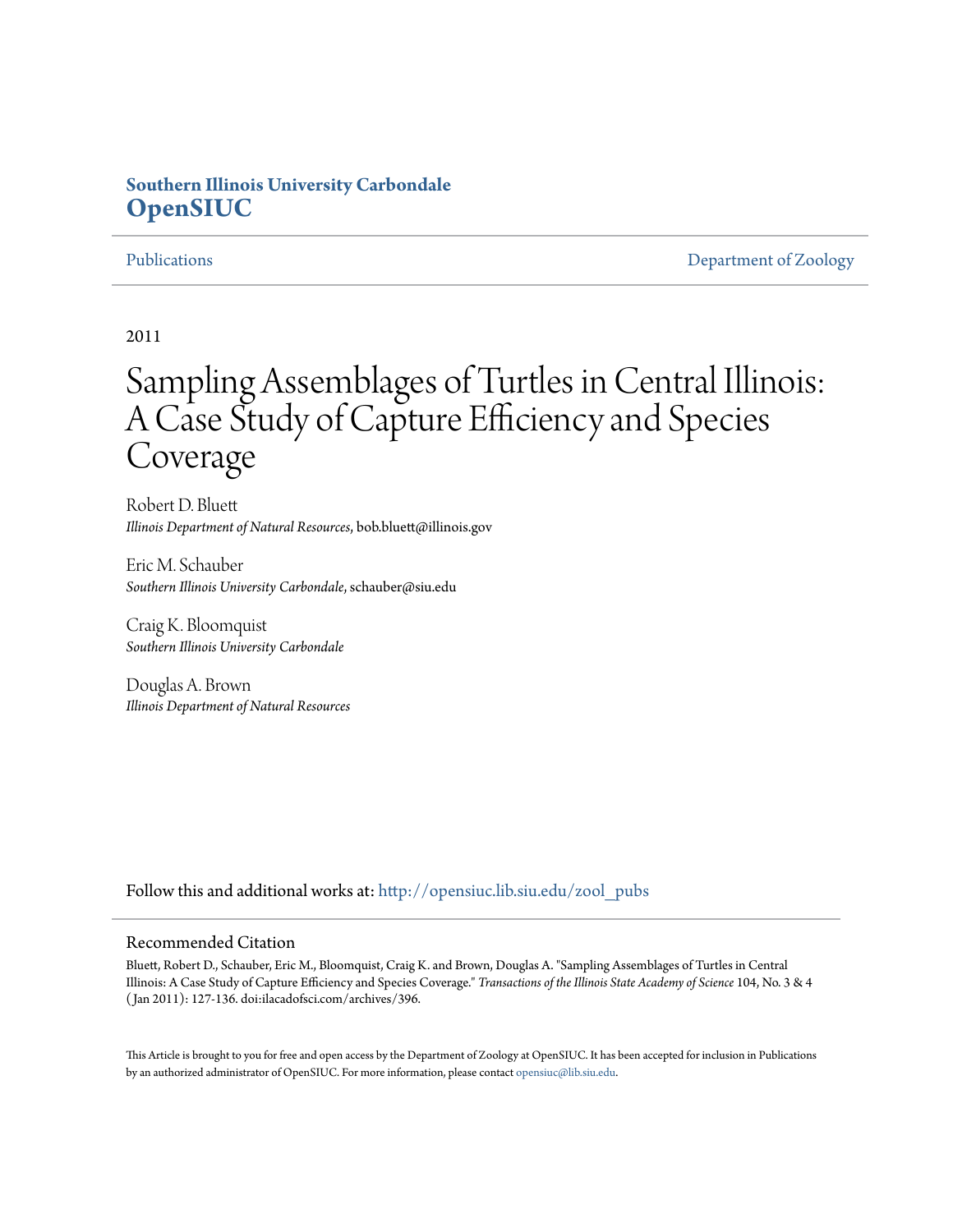**Southern Illinois University Carbondale**
**OpenSIUC**

Publications | Department of Zoology

2011

# Sampling Assemblages of Turtles in Central Illinois: A Case Study of Capture Efficiency and Species Coverage

Robert D. Bluett
*Illinois Department of Natural Resources*, bob.bluett@illinois.gov

Eric M. Schauber
*Southern Illinois University Carbondale*, schauber@siu.edu

Craig K. Bloomquist
*Southern Illinois University Carbondale*

Douglas A. Brown
*Illinois Department of Natural Resources*

Follow this and additional works at: http://opensiuc.lib.siu.edu/zool_pubs

## Recommended Citation

Bluett, Robert D., Schauber, Eric M., Bloomquist, Craig K. and Brown, Douglas A. "Sampling Assemblages of Turtles in Central Illinois: A Case Study of Capture Efficiency and Species Coverage." *Transactions of the Illinois State Academy of Science* 104, No. 3 & 4 (Jan 2011): 127-136. doi:ilacadofsci.com/archives/396.

This Article is brought to you for free and open access by the Department of Zoology at OpenSIUC. It has been accepted for inclusion in Publications by an authorized administrator of OpenSIUC. For more information, please contact opensiuc@lib.siu.edu.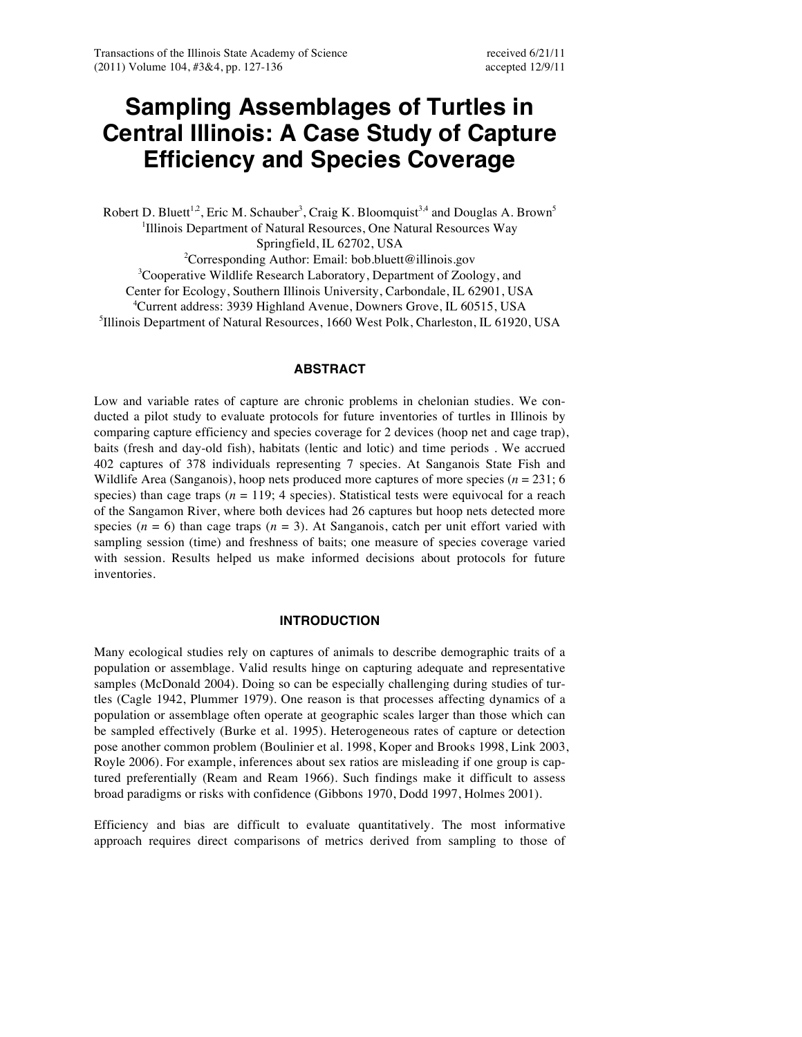# Sampling Assemblages of Turtles in Central Illinois: A Case Study of Capture Efficiency and Species Coverage

Robert D. Bluett[1,2], Eric M. Schauber[3], Craig K. Bloomquist[3,4] and Douglas A. Brown[5]

[1]Illinois Department of Natural Resources, One Natural Resources Way Springfield, IL 62702, USA

[2]Corresponding Author: Email: bob.bluett@illinois.gov

[3]Cooperative Wildlife Research Laboratory, Department of Zoology, and Center for Ecology, Southern Illinois University, Carbondale, IL 62901, USA

[4]Current address: 3939 Highland Avenue, Downers Grove, IL 60515, USA

[5]Illinois Department of Natural Resources, 1660 West Polk, Charleston, IL 61920, USA

## ABSTRACT

Low and variable rates of capture are chronic problems in chelonian studies. We conducted a pilot study to evaluate protocols for future inventories of turtles in Illinois by comparing capture efficiency and species coverage for 2 devices (hoop net and cage trap), baits (fresh and day-old fish), habitats (lentic and lotic) and time periods . We accrued 402 captures of 378 individuals representing 7 species. At Sanganois State Fish and Wildlife Area (Sanganois), hoop nets produced more captures of more species ($n$ = 231; 6 species) than cage traps ($n$ = 119; 4 species). Statistical tests were equivocal for a reach of the Sangamon River, where both devices had 26 captures but hoop nets detected more species ($n$ = 6) than cage traps ($n$ = 3). At Sanganois, catch per unit effort varied with sampling session (time) and freshness of baits; one measure of species coverage varied with session. Results helped us make informed decisions about protocols for future inventories.

## INTRODUCTION

Many ecological studies rely on captures of animals to describe demographic traits of a population or assemblage. Valid results hinge on capturing adequate and representative samples (McDonald 2004). Doing so can be especially challenging during studies of turtles (Cagle 1942, Plummer 1979). One reason is that processes affecting dynamics of a population or assemblage often operate at geographic scales larger than those which can be sampled effectively (Burke et al. 1995). Heterogeneous rates of capture or detection pose another common problem (Boulinier et al. 1998, Koper and Brooks 1998, Link 2003, Royle 2006). For example, inferences about sex ratios are misleading if one group is captured preferentially (Ream and Ream 1966). Such findings make it difficult to assess broad paradigms or risks with confidence (Gibbons 1970, Dodd 1997, Holmes 2001).

Efficiency and bias are difficult to evaluate quantitatively. The most informative approach requires direct comparisons of metrics derived from sampling to those of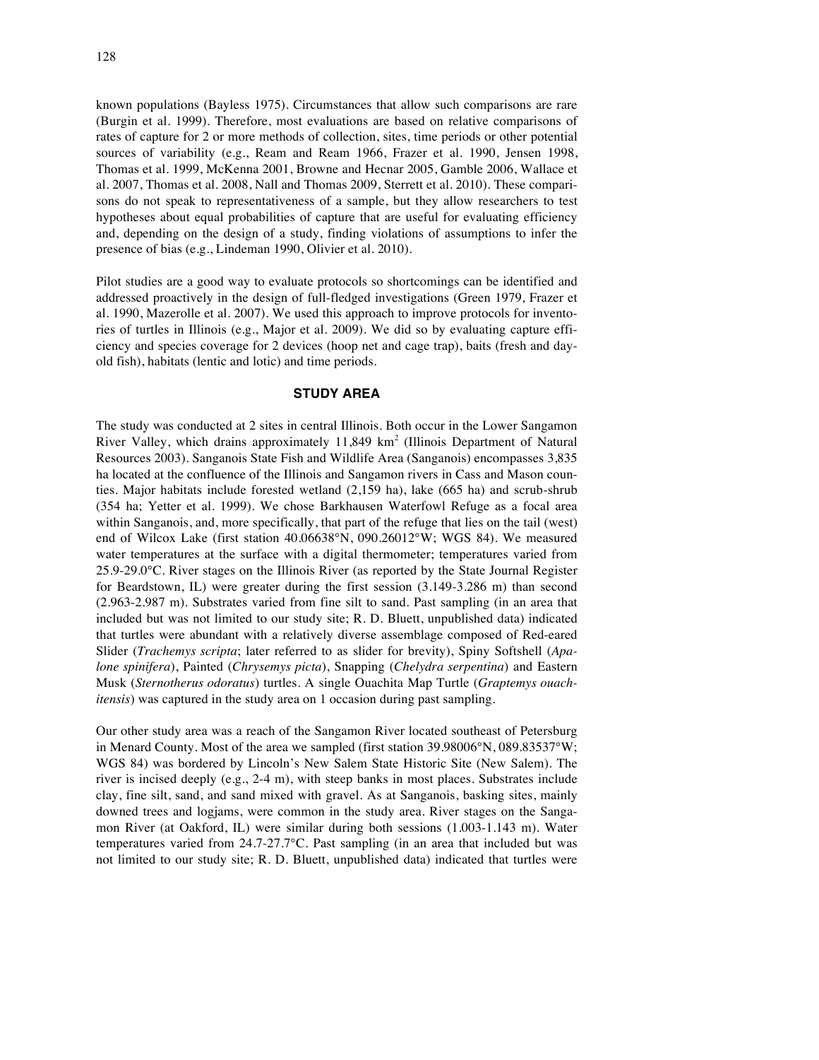known populations (Bayless 1975). Circumstances that allow such comparisons are rare (Burgin et al. 1999). Therefore, most evaluations are based on relative comparisons of rates of capture for 2 or more methods of collection, sites, time periods or other potential sources of variability (e.g., Ream and Ream 1966, Frazer et al. 1990, Jensen 1998, Thomas et al. 1999, McKenna 2001, Browne and Hecnar 2005, Gamble 2006, Wallace et al. 2007, Thomas et al. 2008, Nall and Thomas 2009, Sterrett et al. 2010). These comparisons do not speak to representativeness of a sample, but they allow researchers to test hypotheses about equal probabilities of capture that are useful for evaluating efficiency and, depending on the design of a study, finding violations of assumptions to infer the presence of bias (e.g., Lindeman 1990, Olivier et al. 2010).

Pilot studies are a good way to evaluate protocols so shortcomings can be identified and addressed proactively in the design of full-fledged investigations (Green 1979, Frazer et al. 1990, Mazerolle et al. 2007). We used this approach to improve protocols for inventories of turtles in Illinois (e.g., Major et al. 2009). We did so by evaluating capture efficiency and species coverage for 2 devices (hoop net and cage trap), baits (fresh and day-old fish), habitats (lentic and lotic) and time periods.

## STUDY AREA

The study was conducted at 2 sites in central Illinois. Both occur in the Lower Sangamon River Valley, which drains approximately 11,849 km$^2$ (Illinois Department of Natural Resources 2003). Sanganois State Fish and Wildlife Area (Sanganois) encompasses 3,835 ha located at the confluence of the Illinois and Sangamon rivers in Cass and Mason counties. Major habitats include forested wetland (2,159 ha), lake (665 ha) and scrub-shrub (354 ha; Yetter et al. 1999). We chose Barkhausen Waterfowl Refuge as a focal area within Sanganois, and, more specifically, that part of the refuge that lies on the tail (west) end of Wilcox Lake (first station 40.06638°N, 090.26012°W; WGS 84). We measured water temperatures at the surface with a digital thermometer; temperatures varied from 25.9-29.0°C. River stages on the Illinois River (as reported by the State Journal Register for Beardstown, IL) were greater during the first session (3.149-3.286 m) than second (2.963-2.987 m). Substrates varied from fine silt to sand. Past sampling (in an area that included but was not limited to our study site; R. D. Bluett, unpublished data) indicated that turtles were abundant with a relatively diverse assemblage composed of Red-eared Slider (*Trachemys scripta*; later referred to as slider for brevity), Spiny Softshell (*Apalone spinifera*), Painted (*Chrysemys picta*), Snapping (*Chelydra serpentina*) and Eastern Musk (*Sternotherus odoratus*) turtles. A single Ouachita Map Turtle (*Graptemys ouachitensis*) was captured in the study area on 1 occasion during past sampling.

Our other study area was a reach of the Sangamon River located southeast of Petersburg in Menard County. Most of the area we sampled (first station 39.98006°N, 089.83537°W; WGS 84) was bordered by Lincoln's New Salem State Historic Site (New Salem). The river is incised deeply (e.g., 2-4 m), with steep banks in most places. Substrates include clay, fine silt, sand, and sand mixed with gravel. As at Sanganois, basking sites, mainly downed trees and logjams, were common in the study area. River stages on the Sangamon River (at Oakford, IL) were similar during both sessions (1.003-1.143 m). Water temperatures varied from 24.7-27.7°C. Past sampling (in an area that included but was not limited to our study site; R. D. Bluett, unpublished data) indicated that turtles were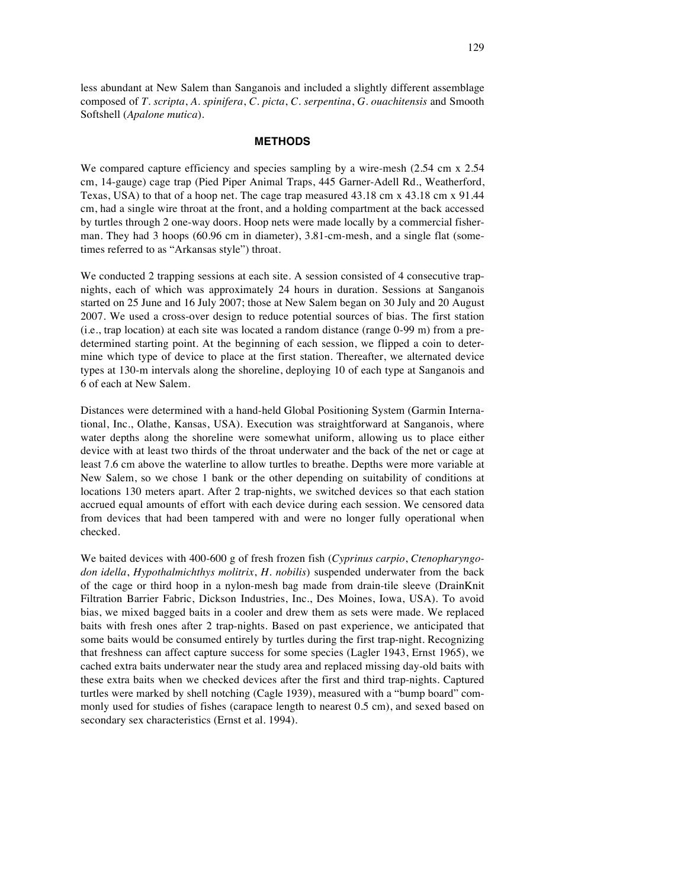less abundant at New Salem than Sanganois and included a slightly different assemblage composed of *T. scripta*, *A. spinifera*, *C. picta*, *C. serpentina*, *G. ouachitensis* and Smooth Softshell (*Apalone mutica*).

## METHODS

We compared capture efficiency and species sampling by a wire-mesh (2.54 cm x 2.54 cm, 14-gauge) cage trap (Pied Piper Animal Traps, 445 Garner-Adell Rd., Weatherford, Texas, USA) to that of a hoop net. The cage trap measured 43.18 cm x 43.18 cm x 91.44 cm, had a single wire throat at the front, and a holding compartment at the back accessed by turtles through 2 one-way doors. Hoop nets were made locally by a commercial fisherman. They had 3 hoops (60.96 cm in diameter), 3.81-cm-mesh, and a single flat (sometimes referred to as "Arkansas style") throat.

We conducted 2 trapping sessions at each site. A session consisted of 4 consecutive trap-nights, each of which was approximately 24 hours in duration. Sessions at Sanganois started on 25 June and 16 July 2007; those at New Salem began on 30 July and 20 August 2007. We used a cross-over design to reduce potential sources of bias. The first station (i.e., trap location) at each site was located a random distance (range 0-99 m) from a predetermined starting point. At the beginning of each session, we flipped a coin to determine which type of device to place at the first station. Thereafter, we alternated device types at 130-m intervals along the shoreline, deploying 10 of each type at Sanganois and 6 of each at New Salem.

Distances were determined with a hand-held Global Positioning System (Garmin International, Inc., Olathe, Kansas, USA). Execution was straightforward at Sanganois, where water depths along the shoreline were somewhat uniform, allowing us to place either device with at least two thirds of the throat underwater and the back of the net or cage at least 7.6 cm above the waterline to allow turtles to breathe. Depths were more variable at New Salem, so we chose 1 bank or the other depending on suitability of conditions at locations 130 meters apart. After 2 trap-nights, we switched devices so that each station accrued equal amounts of effort with each device during each session. We censored data from devices that had been tampered with and were no longer fully operational when checked.

We baited devices with 400-600 g of fresh frozen fish (*Cyprinus carpio*, *Ctenopharyngodon idella*, *Hypothalmichthys molitrix*, *H. nobilis*) suspended underwater from the back of the cage or third hoop in a nylon-mesh bag made from drain-tile sleeve (DrainKnit Filtration Barrier Fabric, Dickson Industries, Inc., Des Moines, Iowa, USA). To avoid bias, we mixed bagged baits in a cooler and drew them as sets were made. We replaced baits with fresh ones after 2 trap-nights. Based on past experience, we anticipated that some baits would be consumed entirely by turtles during the first trap-night. Recognizing that freshness can affect capture success for some species (Lagler 1943, Ernst 1965), we cached extra baits underwater near the study area and replaced missing day-old baits with these extra baits when we checked devices after the first and third trap-nights. Captured turtles were marked by shell notching (Cagle 1939), measured with a "bump board" commonly used for studies of fishes (carapace length to nearest 0.5 cm), and sexed based on secondary sex characteristics (Ernst et al. 1994).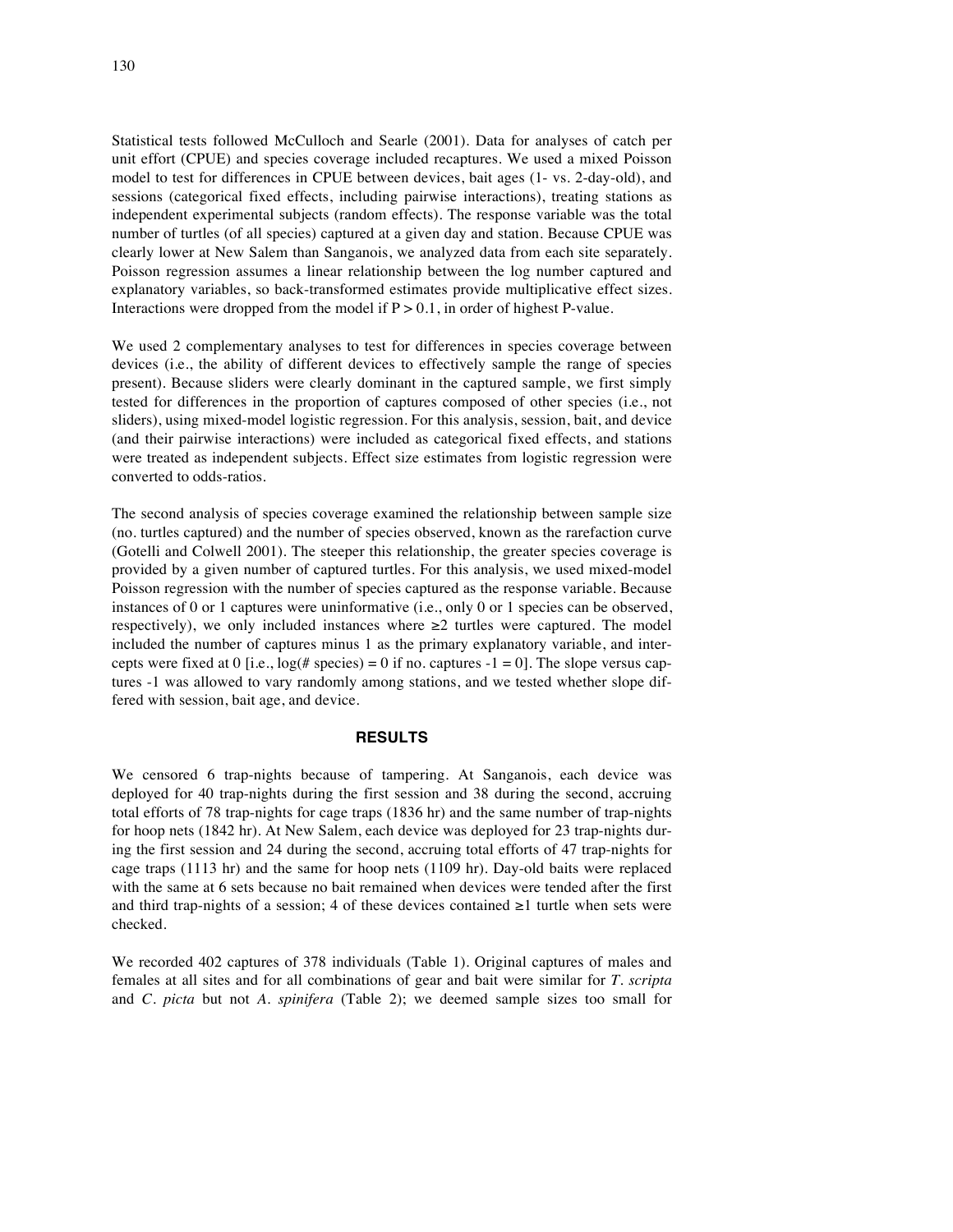Statistical tests followed McCulloch and Searle (2001). Data for analyses of catch per unit effort (CPUE) and species coverage included recaptures. We used a mixed Poisson model to test for differences in CPUE between devices, bait ages (1- vs. 2-day-old), and sessions (categorical fixed effects, including pairwise interactions), treating stations as independent experimental subjects (random effects). The response variable was the total number of turtles (of all species) captured at a given day and station. Because CPUE was clearly lower at New Salem than Sanganois, we analyzed data from each site separately. Poisson regression assumes a linear relationship between the log number captured and explanatory variables, so back-transformed estimates provide multiplicative effect sizes. Interactions were dropped from the model if $P > 0.1$, in order of highest P-value.

We used 2 complementary analyses to test for differences in species coverage between devices (i.e., the ability of different devices to effectively sample the range of species present). Because sliders were clearly dominant in the captured sample, we first simply tested for differences in the proportion of captures composed of other species (i.e., not sliders), using mixed-model logistic regression. For this analysis, session, bait, and device (and their pairwise interactions) were included as categorical fixed effects, and stations were treated as independent subjects. Effect size estimates from logistic regression were converted to odds-ratios.

The second analysis of species coverage examined the relationship between sample size (no. turtles captured) and the number of species observed, known as the rarefaction curve (Gotelli and Colwell 2001). The steeper this relationship, the greater species coverage is provided by a given number of captured turtles. For this analysis, we used mixed-model Poisson regression with the number of species captured as the response variable. Because instances of 0 or 1 captures were uninformative (i.e., only 0 or 1 species can be observed, respectively), we only included instances where ≥2 turtles were captured. The model included the number of captures minus 1 as the primary explanatory variable, and intercepts were fixed at 0 [i.e., log(# species) = 0 if no. captures -1 = 0]. The slope versus captures -1 was allowed to vary randomly among stations, and we tested whether slope differed with session, bait age, and device.

## RESULTS

We censored 6 trap-nights because of tampering. At Sanganois, each device was deployed for 40 trap-nights during the first session and 38 during the second, accruing total efforts of 78 trap-nights for cage traps (1836 hr) and the same number of trap-nights for hoop nets (1842 hr). At New Salem, each device was deployed for 23 trap-nights during the first session and 24 during the second, accruing total efforts of 47 trap-nights for cage traps (1113 hr) and the same for hoop nets (1109 hr). Day-old baits were replaced with the same at 6 sets because no bait remained when devices were tended after the first and third trap-nights of a session; 4 of these devices contained ≥1 turtle when sets were checked.

We recorded 402 captures of 378 individuals (Table 1). Original captures of males and females at all sites and for all combinations of gear and bait were similar for *T. scripta* and *C. picta* but not *A. spinifera* (Table 2); we deemed sample sizes too small for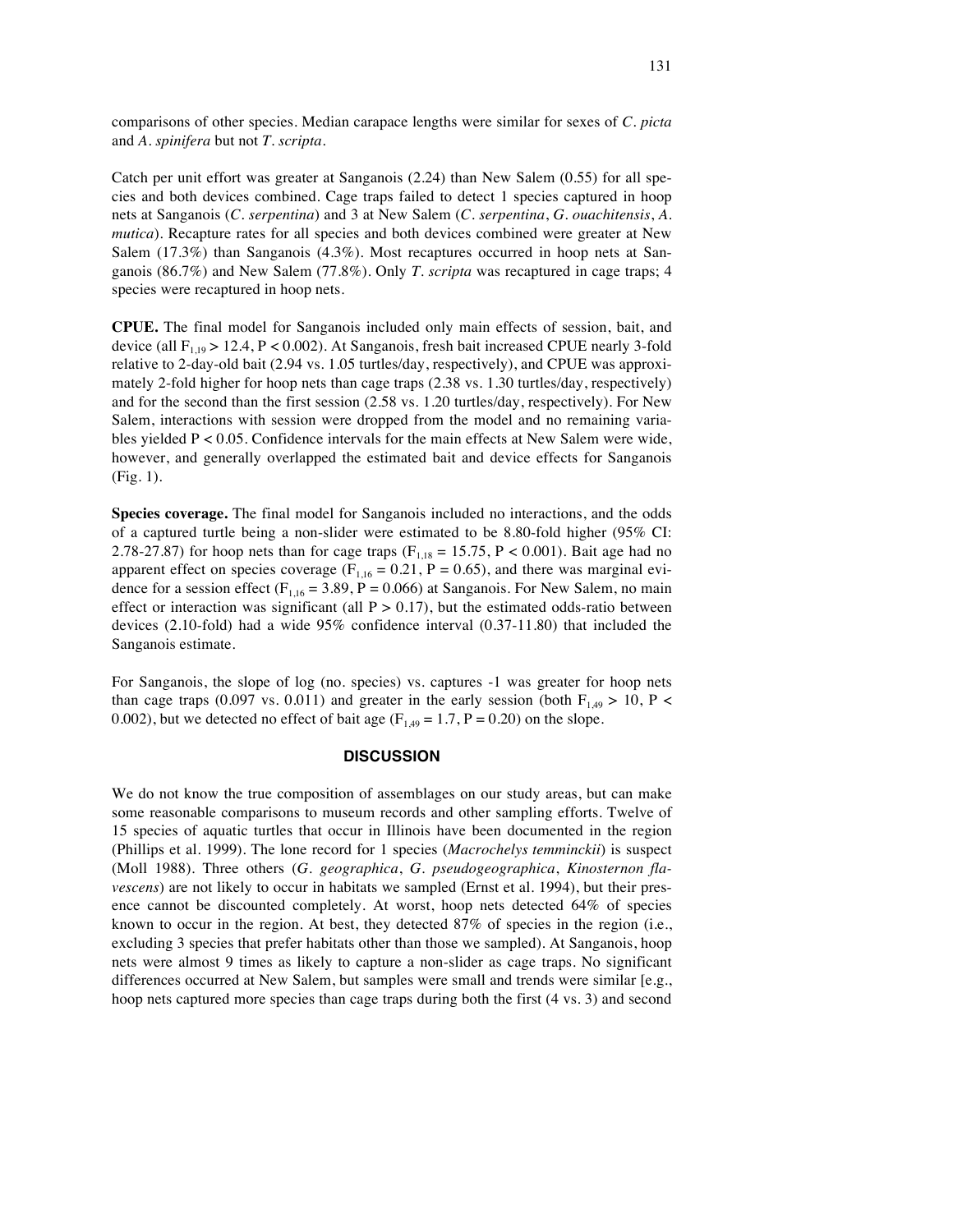comparisons of other species. Median carapace lengths were similar for sexes of *C. picta* and *A. spinifera* but not *T. scripta*.

Catch per unit effort was greater at Sanganois (2.24) than New Salem (0.55) for all species and both devices combined. Cage traps failed to detect 1 species captured in hoop nets at Sanganois (*C. serpentina*) and 3 at New Salem (*C. serpentina*, *G. ouachitensis*, *A. mutica*). Recapture rates for all species and both devices combined were greater at New Salem (17.3%) than Sanganois (4.3%). Most recaptures occurred in hoop nets at Sanganois (86.7%) and New Salem (77.8%). Only *T. scripta* was recaptured in cage traps; 4 species were recaptured in hoop nets.

**CPUE.** The final model for Sanganois included only main effects of session, bait, and device (all $F_{1,19} > 12.4$, $P < 0.002$). At Sanganois, fresh bait increased CPUE nearly 3-fold relative to 2-day-old bait (2.94 vs. 1.05 turtles/day, respectively), and CPUE was approximately 2-fold higher for hoop nets than cage traps (2.38 vs. 1.30 turtles/day, respectively) and for the second than the first session (2.58 vs. 1.20 turtles/day, respectively). For New Salem, interactions with session were dropped from the model and no remaining variables yielded $P < 0.05$. Confidence intervals for the main effects at New Salem were wide, however, and generally overlapped the estimated bait and device effects for Sanganois (Fig. 1).

**Species coverage.** The final model for Sanganois included no interactions, and the odds of a captured turtle being a non-slider were estimated to be 8.80-fold higher (95% CI: 2.78-27.87) for hoop nets than for cage traps ($F_{1,18} = 15.75$, $P < 0.001$). Bait age had no apparent effect on species coverage ($F_{1,16} = 0.21$, $P = 0.65$), and there was marginal evidence for a session effect ($F_{1,16} = 3.89$, $P = 0.066$) at Sanganois. For New Salem, no main effect or interaction was significant (all $P > 0.17$), but the estimated odds-ratio between devices (2.10-fold) had a wide 95% confidence interval (0.37-11.80) that included the Sanganois estimate.

For Sanganois, the slope of log (no. species) vs. captures -1 was greater for hoop nets than cage traps (0.097 vs. 0.011) and greater in the early session (both $F_{1,49} > 10$, $P < 0.002$), but we detected no effect of bait age ($F_{1,49} = 1.7$, $P = 0.20$) on the slope.

## DISCUSSION

We do not know the true composition of assemblages on our study areas, but can make some reasonable comparisons to museum records and other sampling efforts. Twelve of 15 species of aquatic turtles that occur in Illinois have been documented in the region (Phillips et al. 1999). The lone record for 1 species (*Macrochelys temminckii*) is suspect (Moll 1988). Three others (*G. geographica*, *G. pseudogeographica*, *Kinosternon flavescens*) are not likely to occur in habitats we sampled (Ernst et al. 1994), but their presence cannot be discounted completely. At worst, hoop nets detected 64% of species known to occur in the region. At best, they detected 87% of species in the region (i.e., excluding 3 species that prefer habitats other than those we sampled). At Sanganois, hoop nets were almost 9 times as likely to capture a non-slider as cage traps. No significant differences occurred at New Salem, but samples were small and trends were similar [e.g., hoop nets captured more species than cage traps during both the first (4 vs. 3) and second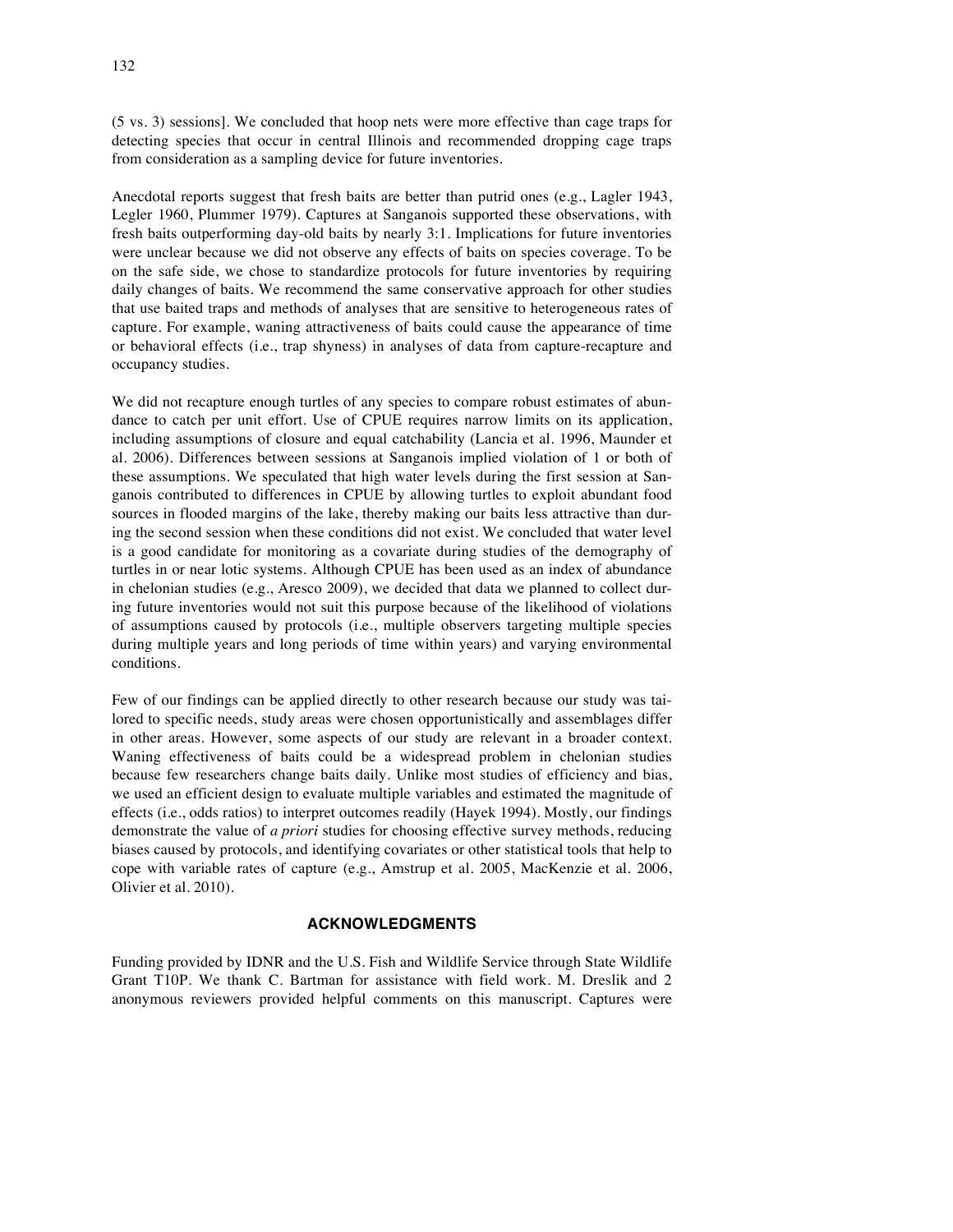(5 vs. 3) sessions]. We concluded that hoop nets were more effective than cage traps for detecting species that occur in central Illinois and recommended dropping cage traps from consideration as a sampling device for future inventories.

Anecdotal reports suggest that fresh baits are better than putrid ones (e.g., Lagler 1943, Legler 1960, Plummer 1979). Captures at Sanganois supported these observations, with fresh baits outperforming day-old baits by nearly 3:1. Implications for future inventories were unclear because we did not observe any effects of baits on species coverage. To be on the safe side, we chose to standardize protocols for future inventories by requiring daily changes of baits. We recommend the same conservative approach for other studies that use baited traps and methods of analyses that are sensitive to heterogeneous rates of capture. For example, waning attractiveness of baits could cause the appearance of time or behavioral effects (i.e., trap shyness) in analyses of data from capture-recapture and occupancy studies.

We did not recapture enough turtles of any species to compare robust estimates of abundance to catch per unit effort. Use of CPUE requires narrow limits on its application, including assumptions of closure and equal catchability (Lancia et al. 1996, Maunder et al. 2006). Differences between sessions at Sanganois implied violation of 1 or both of these assumptions. We speculated that high water levels during the first session at Sanganois contributed to differences in CPUE by allowing turtles to exploit abundant food sources in flooded margins of the lake, thereby making our baits less attractive than during the second session when these conditions did not exist. We concluded that water level is a good candidate for monitoring as a covariate during studies of the demography of turtles in or near lotic systems. Although CPUE has been used as an index of abundance in chelonian studies (e.g., Aresco 2009), we decided that data we planned to collect during future inventories would not suit this purpose because of the likelihood of violations of assumptions caused by protocols (i.e., multiple observers targeting multiple species during multiple years and long periods of time within years) and varying environmental conditions.

Few of our findings can be applied directly to other research because our study was tailored to specific needs, study areas were chosen opportunistically and assemblages differ in other areas. However, some aspects of our study are relevant in a broader context. Waning effectiveness of baits could be a widespread problem in chelonian studies because few researchers change baits daily. Unlike most studies of efficiency and bias, we used an efficient design to evaluate multiple variables and estimated the magnitude of effects (i.e., odds ratios) to interpret outcomes readily (Hayek 1994). Mostly, our findings demonstrate the value of *a priori* studies for choosing effective survey methods, reducing biases caused by protocols, and identifying covariates or other statistical tools that help to cope with variable rates of capture (e.g., Amstrup et al. 2005, MacKenzie et al. 2006, Olivier et al. 2010).

## ACKNOWLEDGMENTS

Funding provided by IDNR and the U.S. Fish and Wildlife Service through State Wildlife Grant T10P. We thank C. Bartman for assistance with field work. M. Dreslik and 2 anonymous reviewers provided helpful comments on this manuscript. Captures were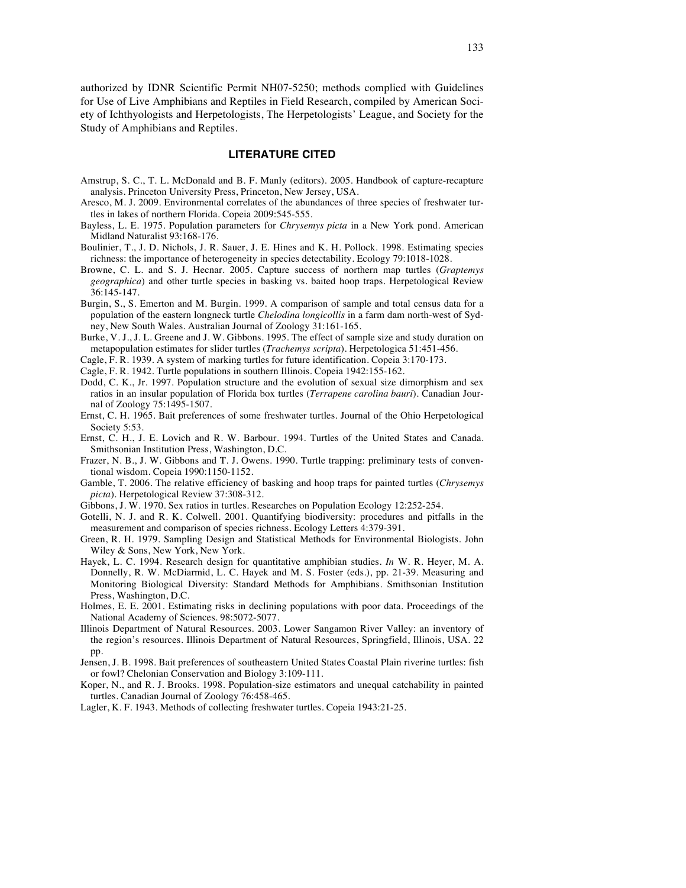authorized by IDNR Scientific Permit NH07-5250; methods complied with Guidelines for Use of Live Amphibians and Reptiles in Field Research, compiled by American Society of Ichthyologists and Herpetologists, The Herpetologists' League, and Society for the Study of Amphibians and Reptiles.

## LITERATURE CITED

Amstrup, S. C., T. L. McDonald and B. F. Manly (editors). 2005. Handbook of capture-recapture analysis. Princeton University Press, Princeton, New Jersey, USA.

Aresco, M. J. 2009. Environmental correlates of the abundances of three species of freshwater turtles in lakes of northern Florida. Copeia 2009:545-555.

Bayless, L. E. 1975. Population parameters for *Chrysemys picta* in a New York pond. American Midland Naturalist 93:168-176.

Boulinier, T., J. D. Nichols, J. R. Sauer, J. E. Hines and K. H. Pollock. 1998. Estimating species richness: the importance of heterogeneity in species detectability. Ecology 79:1018-1028.

Browne, C. L. and S. J. Hecnar. 2005. Capture success of northern map turtles (*Graptemys geographica*) and other turtle species in basking vs. baited hoop traps. Herpetological Review 36:145-147.

Burgin, S., S. Emerton and M. Burgin. 1999. A comparison of sample and total census data for a population of the eastern longneck turtle *Chelodina longicollis* in a farm dam north-west of Sydney, New South Wales. Australian Journal of Zoology 31:161-165.

Burke, V. J., J. L. Greene and J. W. Gibbons. 1995. The effect of sample size and study duration on metapopulation estimates for slider turtles (*Trachemys scripta*). Herpetologica 51:451-456.

Cagle, F. R. 1939. A system of marking turtles for future identification. Copeia 3:170-173.

Cagle, F. R. 1942. Turtle populations in southern Illinois. Copeia 1942:155-162.

Dodd, C. K., Jr. 1997. Population structure and the evolution of sexual size dimorphism and sex ratios in an insular population of Florida box turtles (*Terrapene carolina bauri*). Canadian Journal of Zoology 75:1495-1507.

Ernst, C. H. 1965. Bait preferences of some freshwater turtles. Journal of the Ohio Herpetological Society 5:53.

Ernst, C. H., J. E. Lovich and R. W. Barbour. 1994. Turtles of the United States and Canada. Smithsonian Institution Press, Washington, D.C.

Frazer, N. B., J. W. Gibbons and T. J. Owens. 1990. Turtle trapping: preliminary tests of conventional wisdom. Copeia 1990:1150-1152.

Gamble, T. 2006. The relative efficiency of basking and hoop traps for painted turtles (*Chrysemys picta*). Herpetological Review 37:308-312.

Gibbons, J. W. 1970. Sex ratios in turtles. Researches on Population Ecology 12:252-254.

Gotelli, N. J. and R. K. Colwell. 2001. Quantifying biodiversity: procedures and pitfalls in the measurement and comparison of species richness. Ecology Letters 4:379-391.

Green, R. H. 1979. Sampling Design and Statistical Methods for Environmental Biologists. John Wiley & Sons, New York, New York.

Hayek, L. C. 1994. Research design for quantitative amphibian studies. *In* W. R. Heyer, M. A. Donnelly, R. W. McDiarmid, L. C. Hayek and M. S. Foster (eds.), pp. 21-39. Measuring and Monitoring Biological Diversity: Standard Methods for Amphibians. Smithsonian Institution Press, Washington, D.C.

Holmes, E. E. 2001. Estimating risks in declining populations with poor data. Proceedings of the National Academy of Sciences. 98:5072-5077.

Illinois Department of Natural Resources. 2003. Lower Sangamon River Valley: an inventory of the region's resources. Illinois Department of Natural Resources, Springfield, Illinois, USA. 22 pp.

Jensen, J. B. 1998. Bait preferences of southeastern United States Coastal Plain riverine turtles: fish or fowl? Chelonian Conservation and Biology 3:109-111.

Koper, N., and R. J. Brooks. 1998. Population-size estimators and unequal catchability in painted turtles. Canadian Journal of Zoology 76:458-465.

Lagler, K. F. 1943. Methods of collecting freshwater turtles. Copeia 1943:21-25.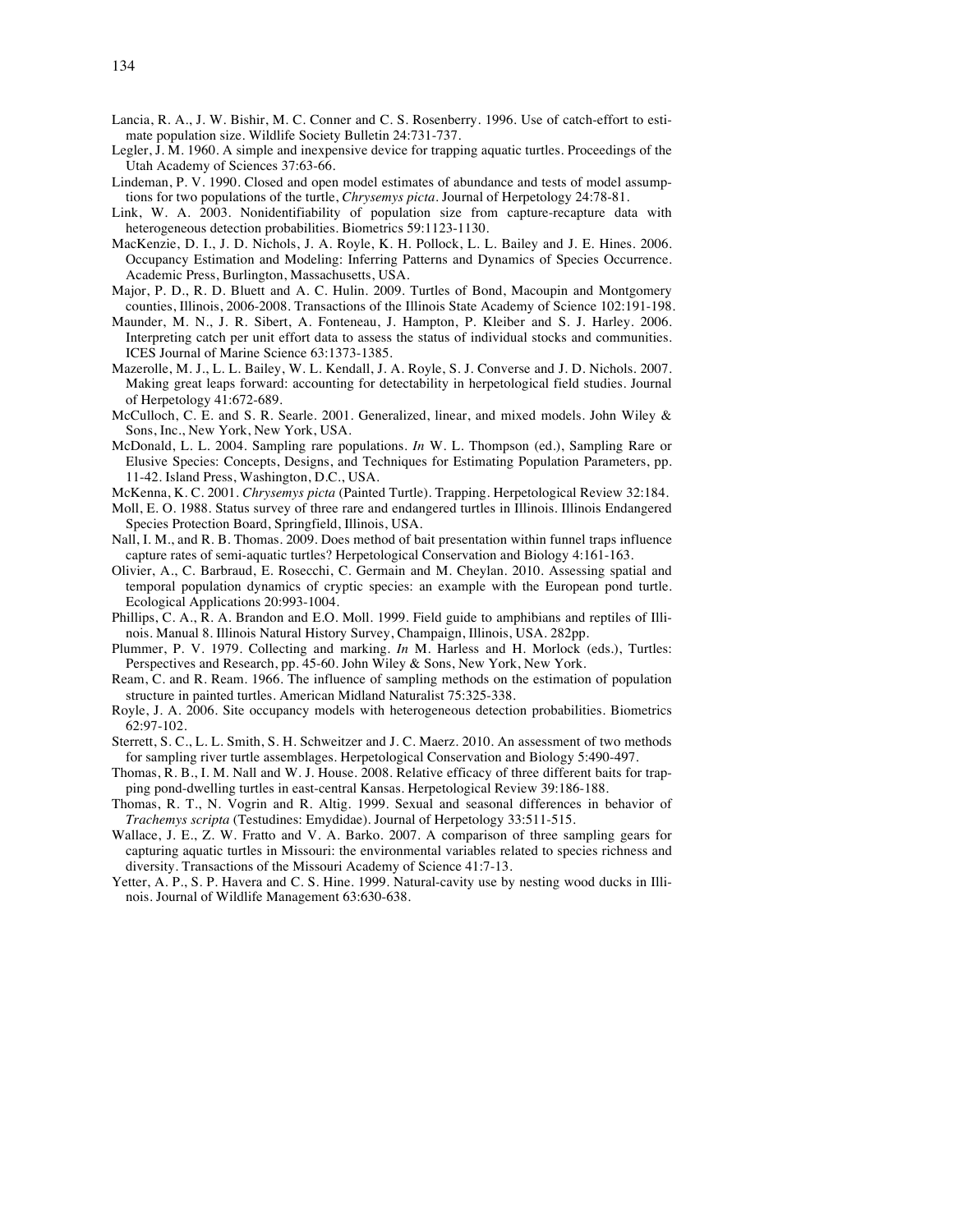Lancia, R. A., J. W. Bishir, M. C. Conner and C. S. Rosenberry. 1996. Use of catch-effort to estimate population size. Wildlife Society Bulletin 24:731-737.

Legler, J. M. 1960. A simple and inexpensive device for trapping aquatic turtles. Proceedings of the Utah Academy of Sciences 37:63-66.

Lindeman, P. V. 1990. Closed and open model estimates of abundance and tests of model assumptions for two populations of the turtle, *Chrysemys picta*. Journal of Herpetology 24:78-81.

Link, W. A. 2003. Nonidentifiability of population size from capture-recapture data with heterogeneous detection probabilities. Biometrics 59:1123-1130.

MacKenzie, D. I., J. D. Nichols, J. A. Royle, K. H. Pollock, L. L. Bailey and J. E. Hines. 2006. Occupancy Estimation and Modeling: Inferring Patterns and Dynamics of Species Occurrence. Academic Press, Burlington, Massachusetts, USA.

Major, P. D., R. D. Bluett and A. C. Hulin. 2009. Turtles of Bond, Macoupin and Montgomery counties, Illinois, 2006-2008. Transactions of the Illinois State Academy of Science 102:191-198.

Maunder, M. N., J. R. Sibert, A. Fonteneau, J. Hampton, P. Kleiber and S. J. Harley. 2006. Interpreting catch per unit effort data to assess the status of individual stocks and communities. ICES Journal of Marine Science 63:1373-1385.

Mazerolle, M. J., L. L. Bailey, W. L. Kendall, J. A. Royle, S. J. Converse and J. D. Nichols. 2007. Making great leaps forward: accounting for detectability in herpetological field studies. Journal of Herpetology 41:672-689.

McCulloch, C. E. and S. R. Searle. 2001. Generalized, linear, and mixed models. John Wiley & Sons, Inc., New York, New York, USA.

McDonald, L. L. 2004. Sampling rare populations. *In* W. L. Thompson (ed.), Sampling Rare or Elusive Species: Concepts, Designs, and Techniques for Estimating Population Parameters, pp. 11-42. Island Press, Washington, D.C., USA.

McKenna, K. C. 2001. *Chrysemys picta* (Painted Turtle). Trapping. Herpetological Review 32:184.

Moll, E. O. 1988. Status survey of three rare and endangered turtles in Illinois. Illinois Endangered Species Protection Board, Springfield, Illinois, USA.

Nall, I. M., and R. B. Thomas. 2009. Does method of bait presentation within funnel traps influence capture rates of semi-aquatic turtles? Herpetological Conservation and Biology 4:161-163.

Olivier, A., C. Barbraud, E. Rosecchi, C. Germain and M. Cheylan. 2010. Assessing spatial and temporal population dynamics of cryptic species: an example with the European pond turtle. Ecological Applications 20:993-1004.

Phillips, C. A., R. A. Brandon and E.O. Moll. 1999. Field guide to amphibians and reptiles of Illinois. Manual 8. Illinois Natural History Survey, Champaign, Illinois, USA. 282pp.

Plummer, P. V. 1979. Collecting and marking. *In* M. Harless and H. Morlock (eds.), Turtles: Perspectives and Research, pp. 45-60. John Wiley & Sons, New York, New York.

Ream, C. and R. Ream. 1966. The influence of sampling methods on the estimation of population structure in painted turtles. American Midland Naturalist 75:325-338.

Royle, J. A. 2006. Site occupancy models with heterogeneous detection probabilities. Biometrics 62:97-102.

Sterrett, S. C., L. L. Smith, S. H. Schweitzer and J. C. Maerz. 2010. An assessment of two methods for sampling river turtle assemblages. Herpetological Conservation and Biology 5:490-497.

Thomas, R. B., I. M. Nall and W. J. House. 2008. Relative efficacy of three different baits for trapping pond-dwelling turtles in east-central Kansas. Herpetological Review 39:186-188.

Thomas, R. T., N. Vogrin and R. Altig. 1999. Sexual and seasonal differences in behavior of *Trachemys scripta* (Testudines: Emydidae). Journal of Herpetology 33:511-515.

Wallace, J. E., Z. W. Fratto and V. A. Barko. 2007. A comparison of three sampling gears for capturing aquatic turtles in Missouri: the environmental variables related to species richness and diversity. Transactions of the Missouri Academy of Science 41:7-13.

Yetter, A. P., S. P. Havera and C. S. Hine. 1999. Natural-cavity use by nesting wood ducks in Illinois. Journal of Wildlife Management 63:630-638.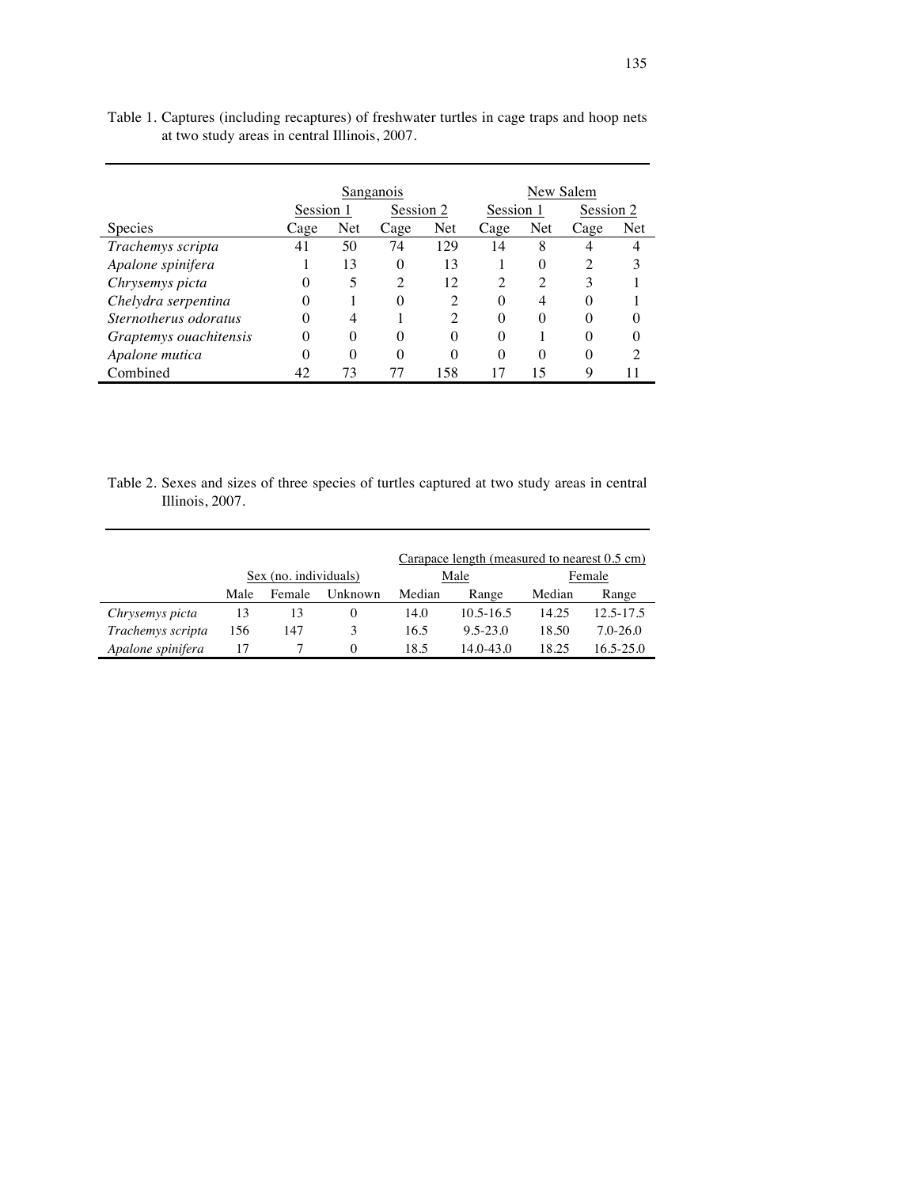Table 1. Captures (including recaptures) of freshwater turtles in cage traps and hoop nets at two study areas in central Illinois, 2007.

| | Sanganois | | | | New Salem | | | |
|---|---|---|---|---|---|---|---|---|
| | Session 1 | | Session 2 | | Session 1 | | Session 2 | |
| Species | Cage | Net | Cage | Net | Cage | Net | Cage | Net |
| *Trachemys scripta* | 41 | 50 | 74 | 129 | 14 | 8 | 4 | 4 |
| *Apalone spinifera* | 1 | 13 | 0 | 13 | 1 | 0 | 2 | 3 |
| *Chrysemys picta* | 0 | 5 | 2 | 12 | 2 | 2 | 3 | 1 |
| *Chelydra serpentina* | 0 | 1 | 0 | 2 | 0 | 4 | 0 | 1 |
| *Sternotherus odoratus* | 0 | 4 | 1 | 2 | 0 | 0 | 0 | 0 |
| *Graptemys ouachitensis* | 0 | 0 | 0 | 0 | 0 | 1 | 0 | 0 |
| *Apalone mutica* | 0 | 0 | 0 | 0 | 0 | 0 | 0 | 2 |
| Combined | 42 | 73 | 77 | 158 | 17 | 15 | 9 | 11 |

Table 2. Sexes and sizes of three species of turtles captured at two study areas in central Illinois, 2007.

| | Sex (no. individuals) | | | Carapace length (measured to nearest 0.5 cm) | | | |
|---|---|---|---|---|---|---|---|
| | | | | Male | | Female | |
| | Male | Female | Unknown | Median | Range | Median | Range |
| *Chrysemys picta* | 13 | 13 | 0 | 14.0 | 10.5-16.5 | 14.25 | 12.5-17.5 |
| *Trachemys scripta* | 156 | 147 | 3 | 16.5 | 9.5-23.0 | 18.50 | 7.0-26.0 |
| *Apalone spinifera* | 17 | 7 | 0 | 18.5 | 14.0-43.0 | 18.25 | 16.5-25.0 |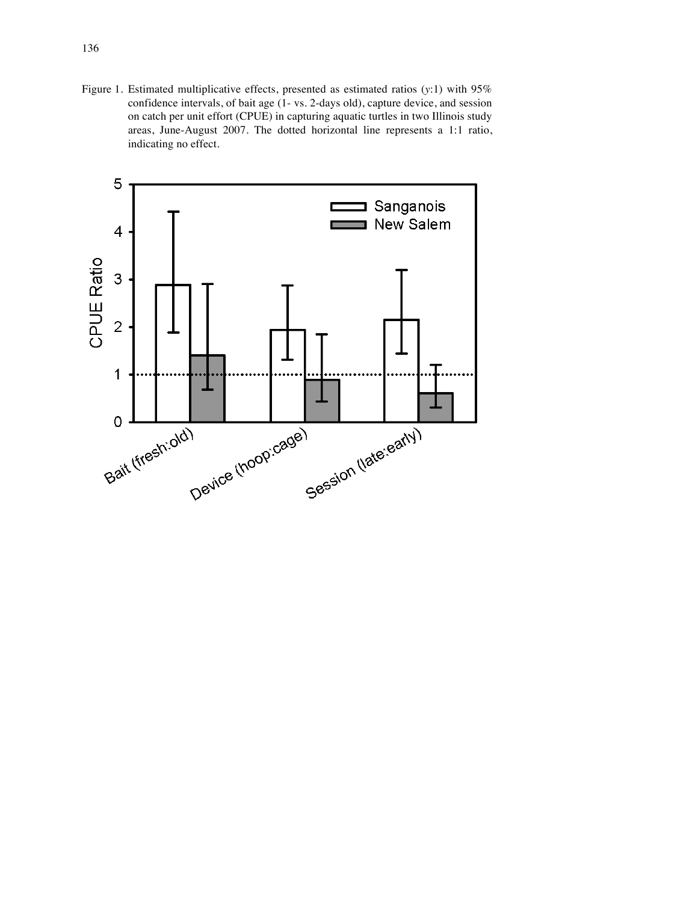Figure 1. Estimated multiplicative effects, presented as estimated ratios ($y$:1) with 95% confidence intervals, of bait age (1- vs. 2-days old), capture device, and session on catch per unit effort (CPUE) in capturing aquatic turtles in two Illinois study areas, June-August 2007. The dotted horizontal line represents a 1:1 ratio, indicating no effect.

CPUE Ratio

0
1
2
3
4
5

Sanganois
New Salem

Bait (fresh:old)
Device (hoop:cage)
Session (late:early)